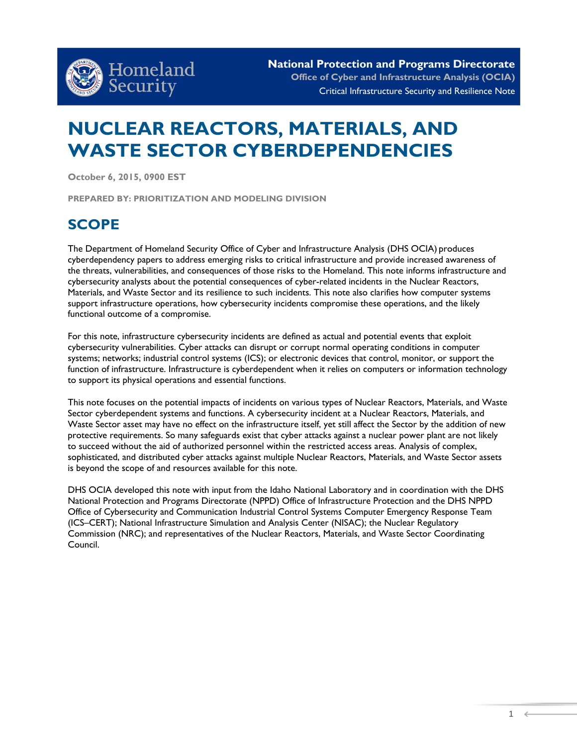**National Protection and Programs Directorate**
**Office of Cyber and Infrastructure Analysis (OCIA)**
Critical Infrastructure Security and Resilience Note

# NUCLEAR REACTORS, MATERIALS, AND WASTE SECTOR CYBERDEPENDENCIES

**October 6, 2015, 0900 EST**

**PREPARED BY: PRIORITIZATION AND MODELING DIVISION**

## SCOPE

The Department of Homeland Security Office of Cyber and Infrastructure Analysis (DHS OCIA) produces cyberdependency papers to address emerging risks to critical infrastructure and provide increased awareness of the threats, vulnerabilities, and consequences of those risks to the Homeland. This note informs infrastructure and cybersecurity analysts about the potential consequences of cyber-related incidents in the Nuclear Reactors, Materials, and Waste Sector and its resilience to such incidents. This note also clarifies how computer systems support infrastructure operations, how cybersecurity incidents compromise these operations, and the likely functional outcome of a compromise.

For this note, infrastructure cybersecurity incidents are defined as actual and potential events that exploit cybersecurity vulnerabilities. Cyber attacks can disrupt or corrupt normal operating conditions in computer systems; networks; industrial control systems (ICS); or electronic devices that control, monitor, or support the function of infrastructure. Infrastructure is cyberdependent when it relies on computers or information technology to support its physical operations and essential functions.

This note focuses on the potential impacts of incidents on various types of Nuclear Reactors, Materials, and Waste Sector cyberdependent systems and functions. A cybersecurity incident at a Nuclear Reactors, Materials, and Waste Sector asset may have no effect on the infrastructure itself, yet still affect the Sector by the addition of new protective requirements. So many safeguards exist that cyber attacks against a nuclear power plant are not likely to succeed without the aid of authorized personnel within the restricted access areas. Analysis of complex, sophisticated, and distributed cyber attacks against multiple Nuclear Reactors, Materials, and Waste Sector assets is beyond the scope of and resources available for this note.

DHS OCIA developed this note with input from the Idaho National Laboratory and in coordination with the DHS National Protection and Programs Directorate (NPPD) Office of Infrastructure Protection and the DHS NPPD Office of Cybersecurity and Communication Industrial Control Systems Computer Emergency Response Team (ICS–CERT); National Infrastructure Simulation and Analysis Center (NISAC); the Nuclear Regulatory Commission (NRC); and representatives of the Nuclear Reactors, Materials, and Waste Sector Coordinating Council.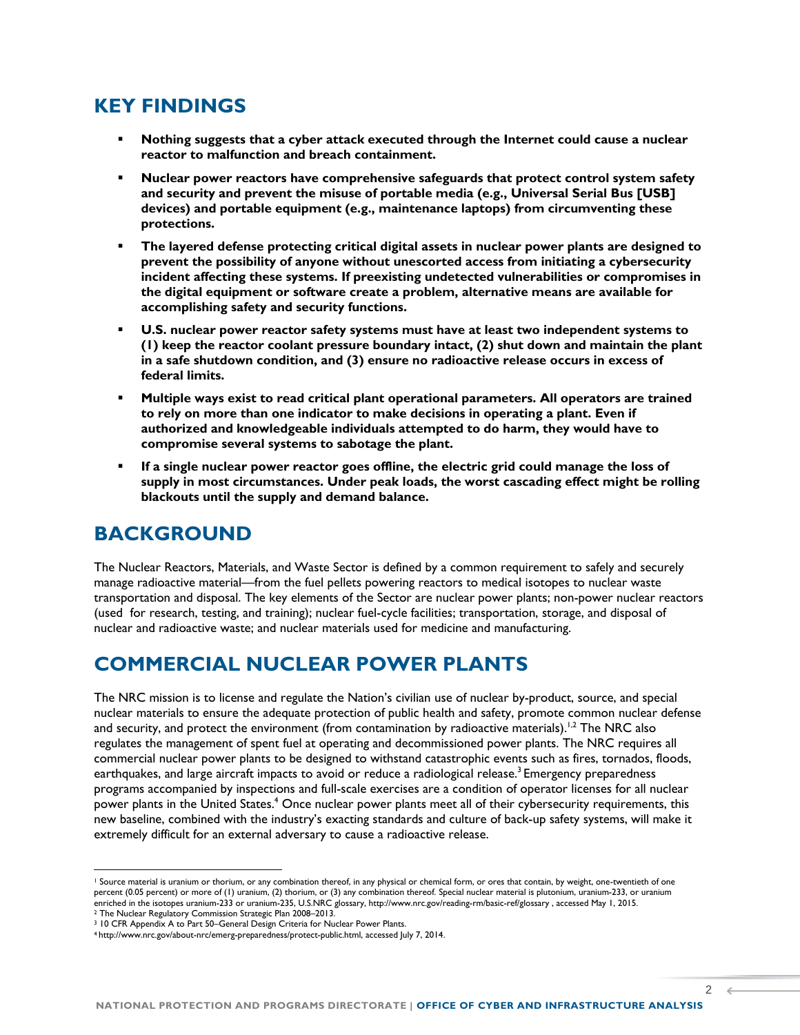## KEY FINDINGS

- **Nothing suggests that a cyber attack executed through the Internet could cause a nuclear reactor to malfunction and breach containment.**
- **Nuclear power reactors have comprehensive safeguards that protect control system safety and security and prevent the misuse of portable media (e.g., Universal Serial Bus [USB] devices) and portable equipment (e.g., maintenance laptops) from circumventing these protections.**
- **The layered defense protecting critical digital assets in nuclear power plants are designed to prevent the possibility of anyone without unescorted access from initiating a cybersecurity incident affecting these systems. If preexisting undetected vulnerabilities or compromises in the digital equipment or software create a problem, alternative means are available for accomplishing safety and security functions.**
- **U.S. nuclear power reactor safety systems must have at least two independent systems to (1) keep the reactor coolant pressure boundary intact, (2) shut down and maintain the plant in a safe shutdown condition, and (3) ensure no radioactive release occurs in excess of federal limits.**
- **Multiple ways exist to read critical plant operational parameters. All operators are trained to rely on more than one indicator to make decisions in operating a plant. Even if authorized and knowledgeable individuals attempted to do harm, they would have to compromise several systems to sabotage the plant.**
- **If a single nuclear power reactor goes offline, the electric grid could manage the loss of supply in most circumstances. Under peak loads, the worst cascading effect might be rolling blackouts until the supply and demand balance.**

## BACKGROUND

The Nuclear Reactors, Materials, and Waste Sector is defined by a common requirement to safely and securely manage radioactive material—from the fuel pellets powering reactors to medical isotopes to nuclear waste transportation and disposal. The key elements of the Sector are nuclear power plants; non-power nuclear reactors (used for research, testing, and training); nuclear fuel-cycle facilities; transportation, storage, and disposal of nuclear and radioactive waste; and nuclear materials used for medicine and manufacturing.

## COMMERCIAL NUCLEAR POWER PLANTS

The NRC mission is to license and regulate the Nation's civilian use of nuclear by-product, source, and special nuclear materials to ensure the adequate protection of public health and safety, promote common nuclear defense and security, and protect the environment (from contamination by radioactive materials).[1,2] The NRC also regulates the management of spent fuel at operating and decommissioned power plants. The NRC requires all commercial nuclear power plants to be designed to withstand catastrophic events such as fires, tornados, floods, earthquakes, and large aircraft impacts to avoid or reduce a radiological release.[3] Emergency preparedness programs accompanied by inspections and full-scale exercises are a condition of operator licenses for all nuclear power plants in the United States.[4] Once nuclear power plants meet all of their cybersecurity requirements, this new baseline, combined with the industry's exacting standards and culture of back-up safety systems, will make it extremely difficult for an external adversary to cause a radioactive release.

---

[1] Source material is uranium or thorium, or any combination thereof, in any physical or chemical form, or ores that contain, by weight, one-twentieth of one percent (0.05 percent) or more of (1) uranium, (2) thorium, or (3) any combination thereof. Special nuclear material is plutonium, uranium-233, or uranium enriched in the isotopes uranium-233 or uranium-235, U.S.NRC glossary, http://www.nrc.gov/reading-rm/basic-ref/glossary , accessed May 1, 2015.

[2] The Nuclear Regulatory Commission Strategic Plan 2008–2013.

[3] 10 CFR Appendix A to Part 50–General Design Criteria for Nuclear Power Plants.

[4] http://www.nrc.gov/about-nrc/emerg-preparedness/protect-public.html, accessed July 7, 2014.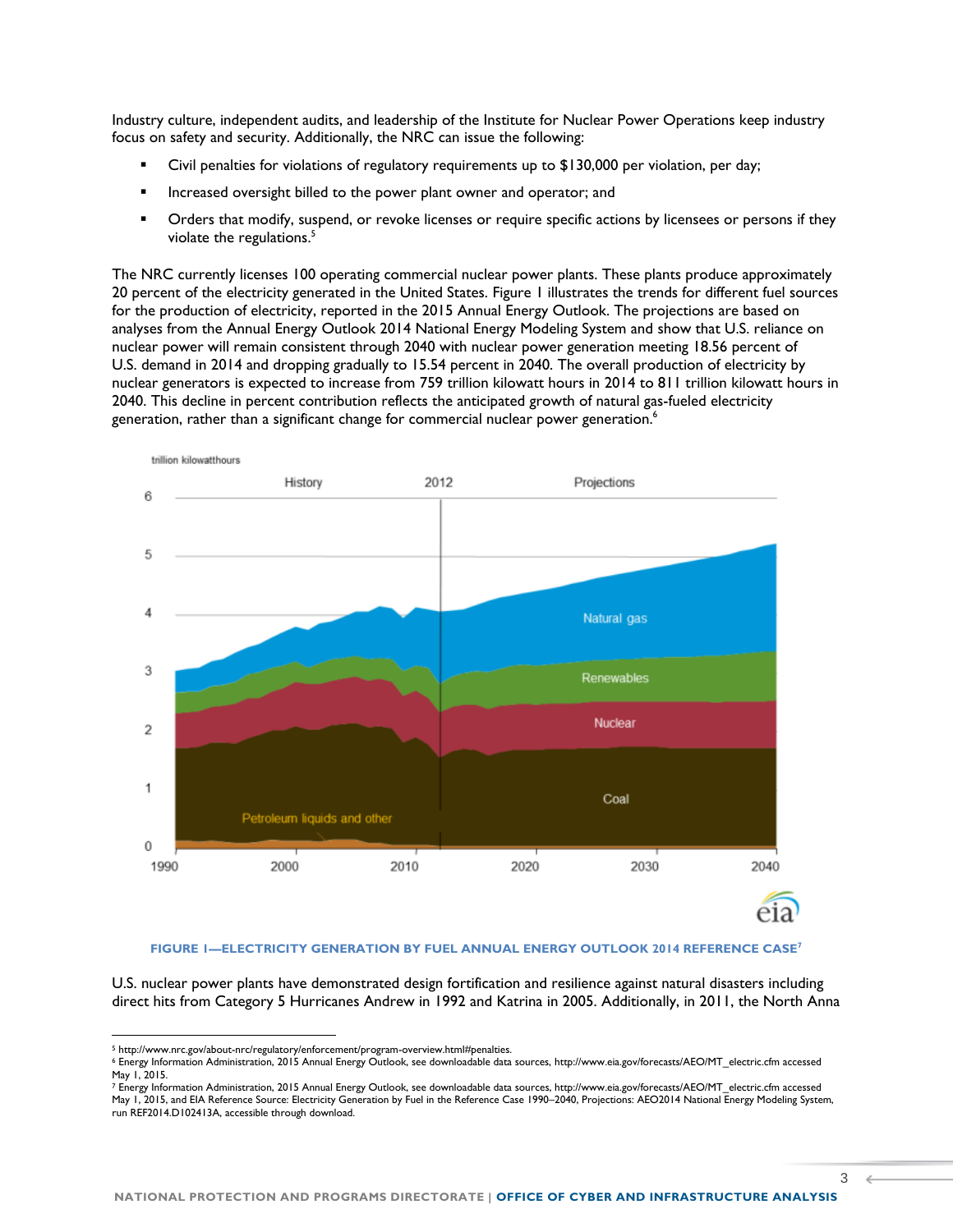Industry culture, independent audits, and leadership of the Institute for Nuclear Power Operations keep industry focus on safety and security. Additionally, the NRC can issue the following:

- Civil penalties for violations of regulatory requirements up to $130,000 per violation, per day;
- Increased oversight billed to the power plant owner and operator; and
- Orders that modify, suspend, or revoke licenses or require specific actions by licensees or persons if they violate the regulations.[5]

The NRC currently licenses 100 operating commercial nuclear power plants. These plants produce approximately 20 percent of the electricity generated in the United States. Figure 1 illustrates the trends for different fuel sources for the production of electricity, reported in the 2015 Annual Energy Outlook. The projections are based on analyses from the Annual Energy Outlook 2014 National Energy Modeling System and show that U.S. reliance on nuclear power will remain consistent through 2040 with nuclear power generation meeting 18.56 percent of U.S. demand in 2014 and dropping gradually to 15.54 percent in 2040. The overall production of electricity by nuclear generators is expected to increase from 759 trillion kilowatt hours in 2014 to 811 trillion kilowatt hours in 2040. This decline in percent contribution reflects the anticipated growth of natural gas-fueled electricity generation, rather than a significant change for commercial nuclear power generation.[6]

**FIGURE 1—ELECTRICITY GENERATION BY FUEL ANNUAL ENERGY OUTLOOK 2014 REFERENCE CASE[7]**

U.S. nuclear power plants have demonstrated design fortification and resilience against natural disasters including direct hits from Category 5 Hurricanes Andrew in 1992 and Katrina in 2005. Additionally, in 2011, the North Anna

---

[5] http://www.nrc.gov/about-nrc/regulatory/enforcement/program-overview.html#penalties.

[6] Energy Information Administration, 2015 Annual Energy Outlook, see downloadable data sources, http://www.eia.gov/forecasts/AEO/MT_electric.cfm accessed May 1, 2015.

[7] Energy Information Administration, 2015 Annual Energy Outlook, see downloadable data sources, http://www.eia.gov/forecasts/AEO/MT_electric.cfm accessed May 1, 2015, and EIA Reference Source: Electricity Generation by Fuel in the Reference Case 1990–2040, Projections: AEO2014 National Energy Modeling System, run REF2014.D102413A, accessible through download.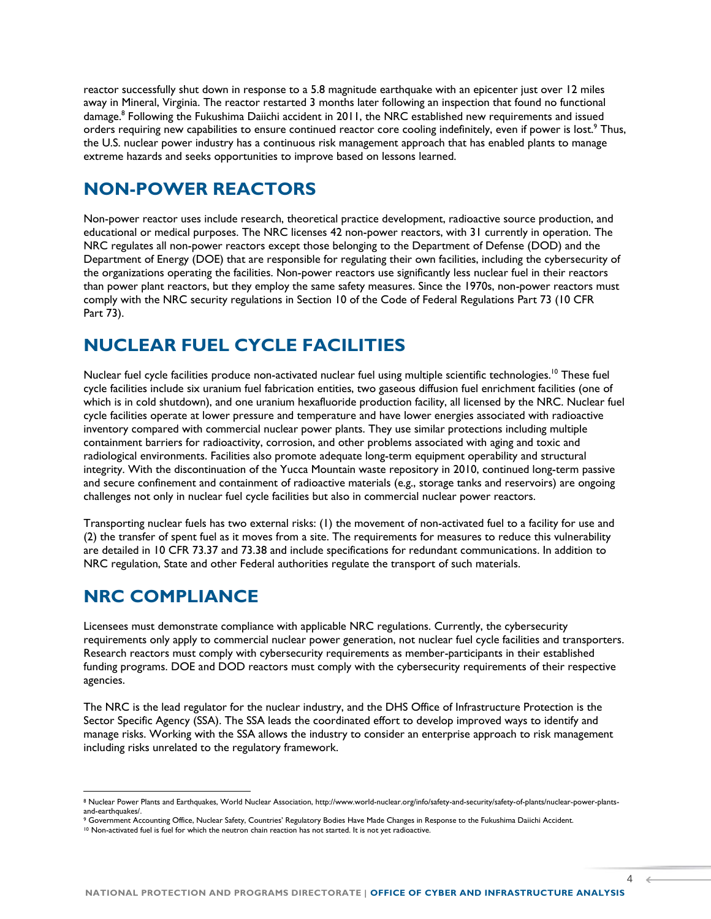reactor successfully shut down in response to a 5.8 magnitude earthquake with an epicenter just over 12 miles away in Mineral, Virginia. The reactor restarted 3 months later following an inspection that found no functional damage.[8] Following the Fukushima Daiichi accident in 2011, the NRC established new requirements and issued orders requiring new capabilities to ensure continued reactor core cooling indefinitely, even if power is lost.[9] Thus, the U.S. nuclear power industry has a continuous risk management approach that has enabled plants to manage extreme hazards and seeks opportunities to improve based on lessons learned.

## NON-POWER REACTORS

Non-power reactor uses include research, theoretical practice development, radioactive source production, and educational or medical purposes. The NRC licenses 42 non-power reactors, with 31 currently in operation. The NRC regulates all non-power reactors except those belonging to the Department of Defense (DOD) and the Department of Energy (DOE) that are responsible for regulating their own facilities, including the cybersecurity of the organizations operating the facilities. Non-power reactors use significantly less nuclear fuel in their reactors than power plant reactors, but they employ the same safety measures. Since the 1970s, non-power reactors must comply with the NRC security regulations in Section 10 of the Code of Federal Regulations Part 73 (10 CFR Part 73).

## NUCLEAR FUEL CYCLE FACILITIES

Nuclear fuel cycle facilities produce non-activated nuclear fuel using multiple scientific technologies.[10] These fuel cycle facilities include six uranium fuel fabrication entities, two gaseous diffusion fuel enrichment facilities (one of which is in cold shutdown), and one uranium hexafluoride production facility, all licensed by the NRC. Nuclear fuel cycle facilities operate at lower pressure and temperature and have lower energies associated with radioactive inventory compared with commercial nuclear power plants. They use similar protections including multiple containment barriers for radioactivity, corrosion, and other problems associated with aging and toxic and radiological environments. Facilities also promote adequate long-term equipment operability and structural integrity. With the discontinuation of the Yucca Mountain waste repository in 2010, continued long-term passive and secure confinement and containment of radioactive materials (e.g., storage tanks and reservoirs) are ongoing challenges not only in nuclear fuel cycle facilities but also in commercial nuclear power reactors.

Transporting nuclear fuels has two external risks: (1) the movement of non-activated fuel to a facility for use and (2) the transfer of spent fuel as it moves from a site. The requirements for measures to reduce this vulnerability are detailed in 10 CFR 73.37 and 73.38 and include specifications for redundant communications. In addition to NRC regulation, State and other Federal authorities regulate the transport of such materials.

## NRC COMPLIANCE

Licensees must demonstrate compliance with applicable NRC regulations. Currently, the cybersecurity requirements only apply to commercial nuclear power generation, not nuclear fuel cycle facilities and transporters. Research reactors must comply with cybersecurity requirements as member-participants in their established funding programs. DOE and DOD reactors must comply with the cybersecurity requirements of their respective agencies.

The NRC is the lead regulator for the nuclear industry, and the DHS Office of Infrastructure Protection is the Sector Specific Agency (SSA). The SSA leads the coordinated effort to develop improved ways to identify and manage risks. Working with the SSA allows the industry to consider an enterprise approach to risk management including risks unrelated to the regulatory framework.

---

[8] Nuclear Power Plants and Earthquakes, World Nuclear Association, http://www.world-nuclear.org/info/safety-and-security/safety-of-plants/nuclear-power-plants-and-earthquakes/.

[9] Government Accounting Office, Nuclear Safety, Countries' Regulatory Bodies Have Made Changes in Response to the Fukushima Daiichi Accident.

[10] Non-activated fuel is fuel for which the neutron chain reaction has not started. It is not yet radioactive.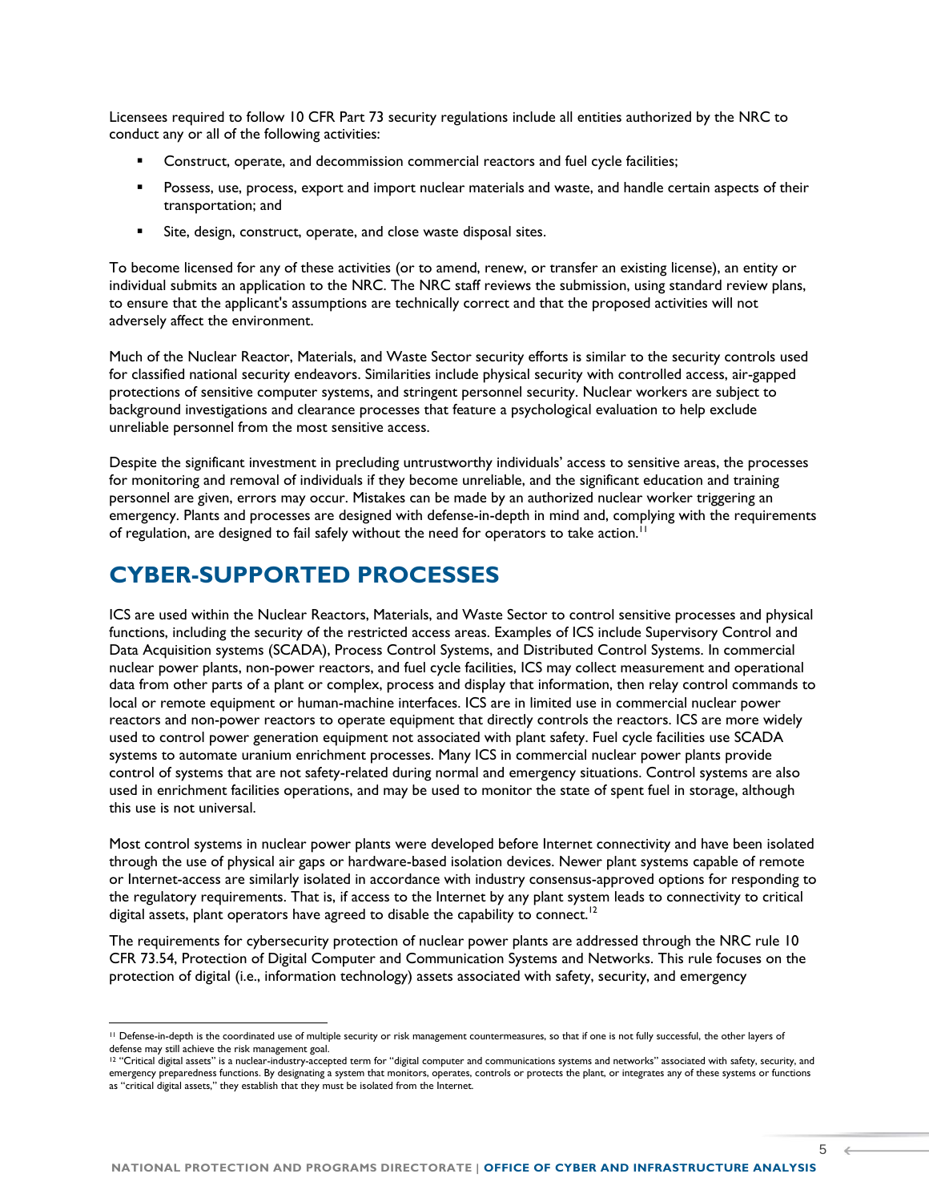Licensees required to follow 10 CFR Part 73 security regulations include all entities authorized by the NRC to conduct any or all of the following activities:

- Construct, operate, and decommission commercial reactors and fuel cycle facilities;
- Possess, use, process, export and import nuclear materials and waste, and handle certain aspects of their transportation; and
- Site, design, construct, operate, and close waste disposal sites.

To become licensed for any of these activities (or to amend, renew, or transfer an existing license), an entity or individual submits an application to the NRC. The NRC staff reviews the submission, using standard review plans, to ensure that the applicant's assumptions are technically correct and that the proposed activities will not adversely affect the environment.

Much of the Nuclear Reactor, Materials, and Waste Sector security efforts is similar to the security controls used for classified national security endeavors. Similarities include physical security with controlled access, air-gapped protections of sensitive computer systems, and stringent personnel security. Nuclear workers are subject to background investigations and clearance processes that feature a psychological evaluation to help exclude unreliable personnel from the most sensitive access.

Despite the significant investment in precluding untrustworthy individuals' access to sensitive areas, the processes for monitoring and removal of individuals if they become unreliable, and the significant education and training personnel are given, errors may occur. Mistakes can be made by an authorized nuclear worker triggering an emergency. Plants and processes are designed with defense-in-depth in mind and, complying with the requirements of regulation, are designed to fail safely without the need for operators to take action.[11]

## CYBER-SUPPORTED PROCESSES

ICS are used within the Nuclear Reactors, Materials, and Waste Sector to control sensitive processes and physical functions, including the security of the restricted access areas. Examples of ICS include Supervisory Control and Data Acquisition systems (SCADA), Process Control Systems, and Distributed Control Systems. In commercial nuclear power plants, non-power reactors, and fuel cycle facilities, ICS may collect measurement and operational data from other parts of a plant or complex, process and display that information, then relay control commands to local or remote equipment or human-machine interfaces. ICS are in limited use in commercial nuclear power reactors and non-power reactors to operate equipment that directly controls the reactors. ICS are more widely used to control power generation equipment not associated with plant safety. Fuel cycle facilities use SCADA systems to automate uranium enrichment processes. Many ICS in commercial nuclear power plants provide control of systems that are not safety-related during normal and emergency situations. Control systems are also used in enrichment facilities operations, and may be used to monitor the state of spent fuel in storage, although this use is not universal.

Most control systems in nuclear power plants were developed before Internet connectivity and have been isolated through the use of physical air gaps or hardware-based isolation devices. Newer plant systems capable of remote or Internet-access are similarly isolated in accordance with industry consensus-approved options for responding to the regulatory requirements. That is, if access to the Internet by any plant system leads to connectivity to critical digital assets, plant operators have agreed to disable the capability to connect.[12]

The requirements for cybersecurity protection of nuclear power plants are addressed through the NRC rule 10 CFR 73.54, Protection of Digital Computer and Communication Systems and Networks. This rule focuses on the protection of digital (i.e., information technology) assets associated with safety, security, and emergency

---

[11] Defense-in-depth is the coordinated use of multiple security or risk management countermeasures, so that if one is not fully successful, the other layers of defense may still achieve the risk management goal.

[12] "Critical digital assets" is a nuclear-industry-accepted term for "digital computer and communications systems and networks" associated with safety, security, and emergency preparedness functions. By designating a system that monitors, operates, controls or protects the plant, or integrates any of these systems or functions as "critical digital assets," they establish that they must be isolated from the Internet.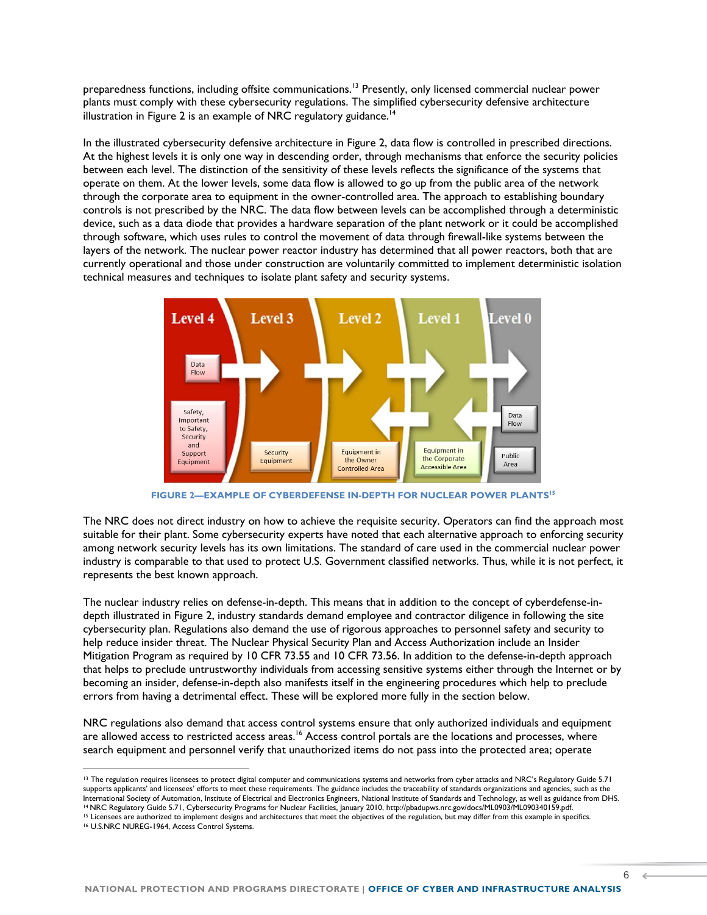preparedness functions, including offsite communications.[13] Presently, only licensed commercial nuclear power plants must comply with these cybersecurity regulations. The simplified cybersecurity defensive architecture illustration in Figure 2 is an example of NRC regulatory guidance.[14]

In the illustrated cybersecurity defensive architecture in Figure 2, data flow is controlled in prescribed directions. At the highest levels it is only one way in descending order, through mechanisms that enforce the security policies between each level. The distinction of the sensitivity of these levels reflects the significance of the systems that operate on them. At the lower levels, some data flow is allowed to go up from the public area of the network through the corporate area to equipment in the owner-controlled area. The approach to establishing boundary controls is not prescribed by the NRC. The data flow between levels can be accomplished through a deterministic device, such as a data diode that provides a hardware separation of the plant network or it could be accomplished through software, which uses rules to control the movement of data through firewall-like systems between the layers of the network. The nuclear power reactor industry has determined that all power reactors, both that are currently operational and those under construction are voluntarily committed to implement deterministic isolation technical measures and techniques to isolate plant safety and security systems.

Level 4 | Level 3 | Level 2 | Level 1 | Level 0

Data Flow

Safety, Important to Safety, Security and Support Equipment | Security Equipment | Equipment in the Owner Controlled Area | Equipment in the Corporate Accessible Area | Data Flow | Public Area

**FIGURE 2—EXAMPLE OF CYBERDEFENSE IN-DEPTH FOR NUCLEAR POWER PLANTS**[15]

The NRC does not direct industry on how to achieve the requisite security. Operators can find the approach most suitable for their plant. Some cybersecurity experts have noted that each alternative approach to enforcing security among network security levels has its own limitations. The standard of care used in the commercial nuclear power industry is comparable to that used to protect U.S. Government classified networks. Thus, while it is not perfect, it represents the best known approach.

The nuclear industry relies on defense-in-depth. This means that in addition to the concept of cyberdefense-in-depth illustrated in Figure 2, industry standards demand employee and contractor diligence in following the site cybersecurity plan. Regulations also demand the use of rigorous approaches to personnel safety and security to help reduce insider threat. The Nuclear Physical Security Plan and Access Authorization include an Insider Mitigation Program as required by 10 CFR 73.55 and 10 CFR 73.56. In addition to the defense-in-depth approach that helps to preclude untrustworthy individuals from accessing sensitive systems either through the Internet or by becoming an insider, defense-in-depth also manifests itself in the engineering procedures which help to preclude errors from having a detrimental effect. These will be explored more fully in the section below.

NRC regulations also demand that access control systems ensure that only authorized individuals and equipment are allowed access to restricted access areas.[16] Access control portals are the locations and processes, where search equipment and personnel verify that unauthorized items do not pass into the protected area; operate

---

[13] The regulation requires licensees to protect digital computer and communications systems and networks from cyber attacks and NRC's Regulatory Guide 5.71 supports applicants' and licensees' efforts to meet these requirements. The guidance includes the traceability of standards organizations and agencies, such as the International Society of Automation, Institute of Electrical and Electronics Engineers, National Institute of Standards and Technology, as well as guidance from DHS.

[14] NRC Regulatory Guide 5.71, Cybersecurity Programs for Nuclear Facilities, January 2010, http://pbadupws.nrc.gov/docs/ML0903/ML090340159.pdf.

[15] Licensees are authorized to implement designs and architectures that meet the objectives of the regulation, but may differ from this example in specifics.

[16] U.S.NRC NUREG-1964, Access Control Systems.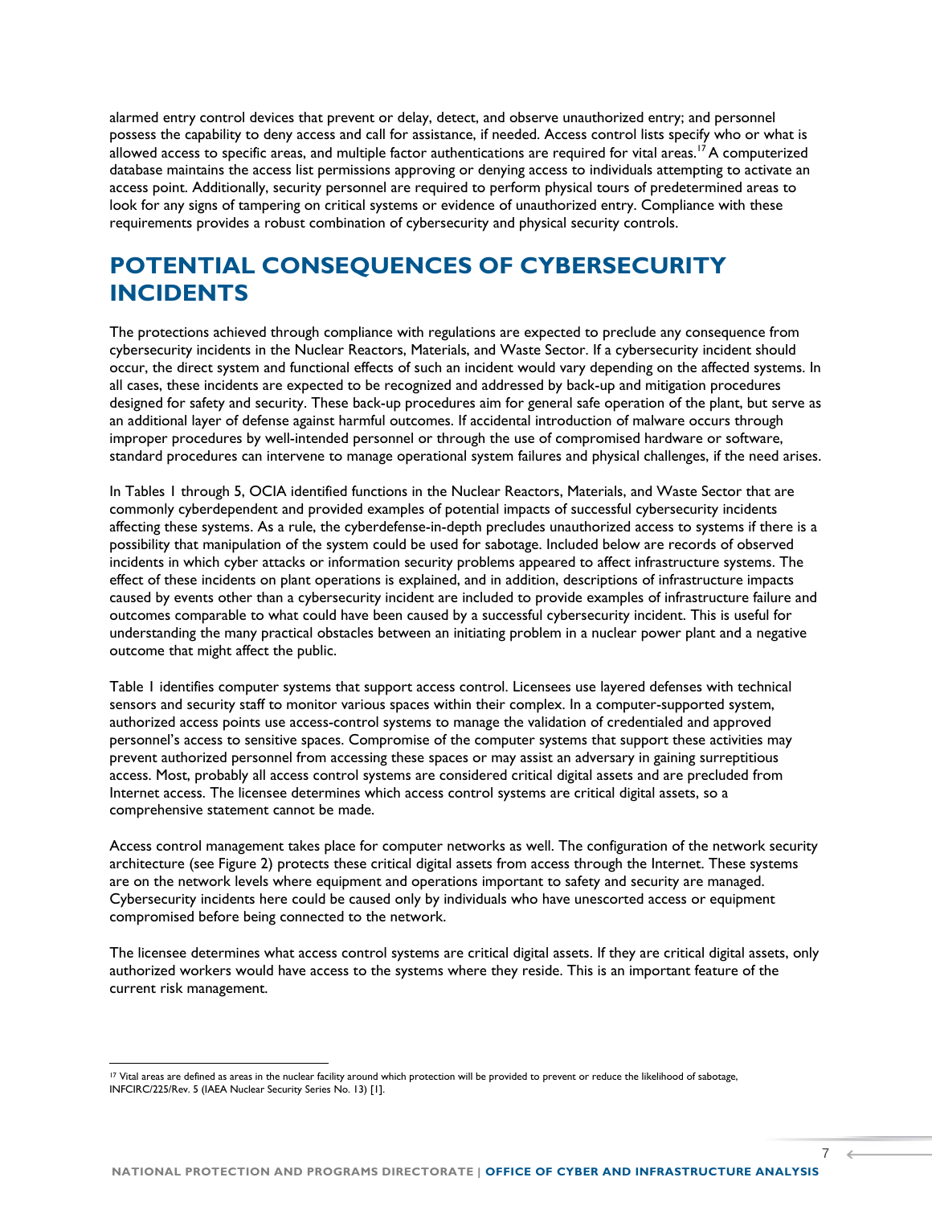alarmed entry control devices that prevent or delay, detect, and observe unauthorized entry; and personnel possess the capability to deny access and call for assistance, if needed. Access control lists specify who or what is allowed access to specific areas, and multiple factor authentications are required for vital areas.[17] A computerized database maintains the access list permissions approving or denying access to individuals attempting to activate an access point. Additionally, security personnel are required to perform physical tours of predetermined areas to look for any signs of tampering on critical systems or evidence of unauthorized entry. Compliance with these requirements provides a robust combination of cybersecurity and physical security controls.

# POTENTIAL CONSEQUENCES OF CYBERSECURITY INCIDENTS

The protections achieved through compliance with regulations are expected to preclude any consequence from cybersecurity incidents in the Nuclear Reactors, Materials, and Waste Sector. If a cybersecurity incident should occur, the direct system and functional effects of such an incident would vary depending on the affected systems. In all cases, these incidents are expected to be recognized and addressed by back-up and mitigation procedures designed for safety and security. These back-up procedures aim for general safe operation of the plant, but serve as an additional layer of defense against harmful outcomes. If accidental introduction of malware occurs through improper procedures by well-intended personnel or through the use of compromised hardware or software, standard procedures can intervene to manage operational system failures and physical challenges, if the need arises.

In Tables 1 through 5, OCIA identified functions in the Nuclear Reactors, Materials, and Waste Sector that are commonly cyberdependent and provided examples of potential impacts of successful cybersecurity incidents affecting these systems. As a rule, the cyberdefense-in-depth precludes unauthorized access to systems if there is a possibility that manipulation of the system could be used for sabotage. Included below are records of observed incidents in which cyber attacks or information security problems appeared to affect infrastructure systems. The effect of these incidents on plant operations is explained, and in addition, descriptions of infrastructure impacts caused by events other than a cybersecurity incident are included to provide examples of infrastructure failure and outcomes comparable to what could have been caused by a successful cybersecurity incident. This is useful for understanding the many practical obstacles between an initiating problem in a nuclear power plant and a negative outcome that might affect the public.

Table 1 identifies computer systems that support access control. Licensees use layered defenses with technical sensors and security staff to monitor various spaces within their complex. In a computer-supported system, authorized access points use access-control systems to manage the validation of credentialed and approved personnel's access to sensitive spaces. Compromise of the computer systems that support these activities may prevent authorized personnel from accessing these spaces or may assist an adversary in gaining surreptitious access. Most, probably all access control systems are considered critical digital assets and are precluded from Internet access. The licensee determines which access control systems are critical digital assets, so a comprehensive statement cannot be made.

Access control management takes place for computer networks as well. The configuration of the network security architecture (see Figure 2) protects these critical digital assets from access through the Internet. These systems are on the network levels where equipment and operations important to safety and security are managed. Cybersecurity incidents here could be caused only by individuals who have unescorted access or equipment compromised before being connected to the network.

The licensee determines what access control systems are critical digital assets. If they are critical digital assets, only authorized workers would have access to the systems where they reside. This is an important feature of the current risk management.

[17] Vital areas are defined as areas in the nuclear facility around which protection will be provided to prevent or reduce the likelihood of sabotage, INFCIRC/225/Rev. 5 (IAEA Nuclear Security Series No. 13) [1].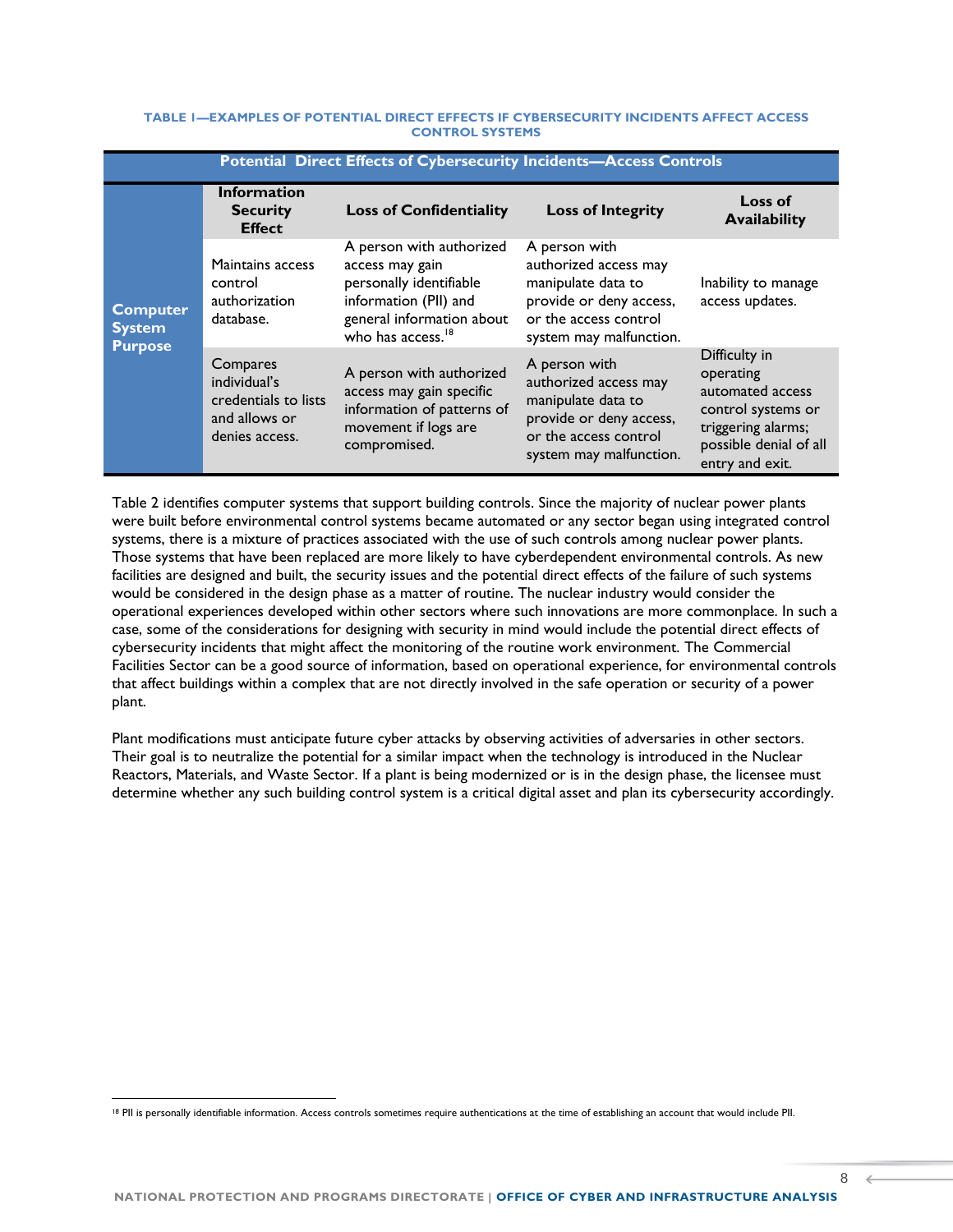**TABLE 1—EXAMPLES OF POTENTIAL DIRECT EFFECTS IF CYBERSECURITY INCIDENTS AFFECT ACCESS CONTROL SYSTEMS**

| Potential Direct Effects of Cybersecurity Incidents—Access Controls | | | | |
|---|---|---|---|---|
| | **Information Security Effect** | **Loss of Confidentiality** | **Loss of Integrity** | **Loss of Availability** |
| **Computer System Purpose** | Maintains access control authorization database. | A person with authorized access may gain personally identifiable information (PII) and general information about who has access.[18] | A person with authorized access may manipulate data to provide or deny access, or the access control system may malfunction. | Inability to manage access updates. |
| | Compares individual's credentials to lists and allows or denies access. | A person with authorized access may gain specific information of patterns of movement if logs are compromised. | A person with authorized access may manipulate data to provide or deny access, or the access control system may malfunction. | Difficulty in operating automated access control systems or triggering alarms; possible denial of all entry and exit. |

Table 2 identifies computer systems that support building controls. Since the majority of nuclear power plants were built before environmental control systems became automated or any sector began using integrated control systems, there is a mixture of practices associated with the use of such controls among nuclear power plants. Those systems that have been replaced are more likely to have cyberdependent environmental controls. As new facilities are designed and built, the security issues and the potential direct effects of the failure of such systems would be considered in the design phase as a matter of routine. The nuclear industry would consider the operational experiences developed within other sectors where such innovations are more commonplace. In such a case, some of the considerations for designing with security in mind would include the potential direct effects of cybersecurity incidents that might affect the monitoring of the routine work environment. The Commercial Facilities Sector can be a good source of information, based on operational experience, for environmental controls that affect buildings within a complex that are not directly involved in the safe operation or security of a power plant.

Plant modifications must anticipate future cyber attacks by observing activities of adversaries in other sectors. Their goal is to neutralize the potential for a similar impact when the technology is introduced in the Nuclear Reactors, Materials, and Waste Sector. If a plant is being modernized or is in the design phase, the licensee must determine whether any such building control system is a critical digital asset and plan its cybersecurity accordingly.

[18] PII is personally identifiable information. Access controls sometimes require authentications at the time of establishing an account that would include PII.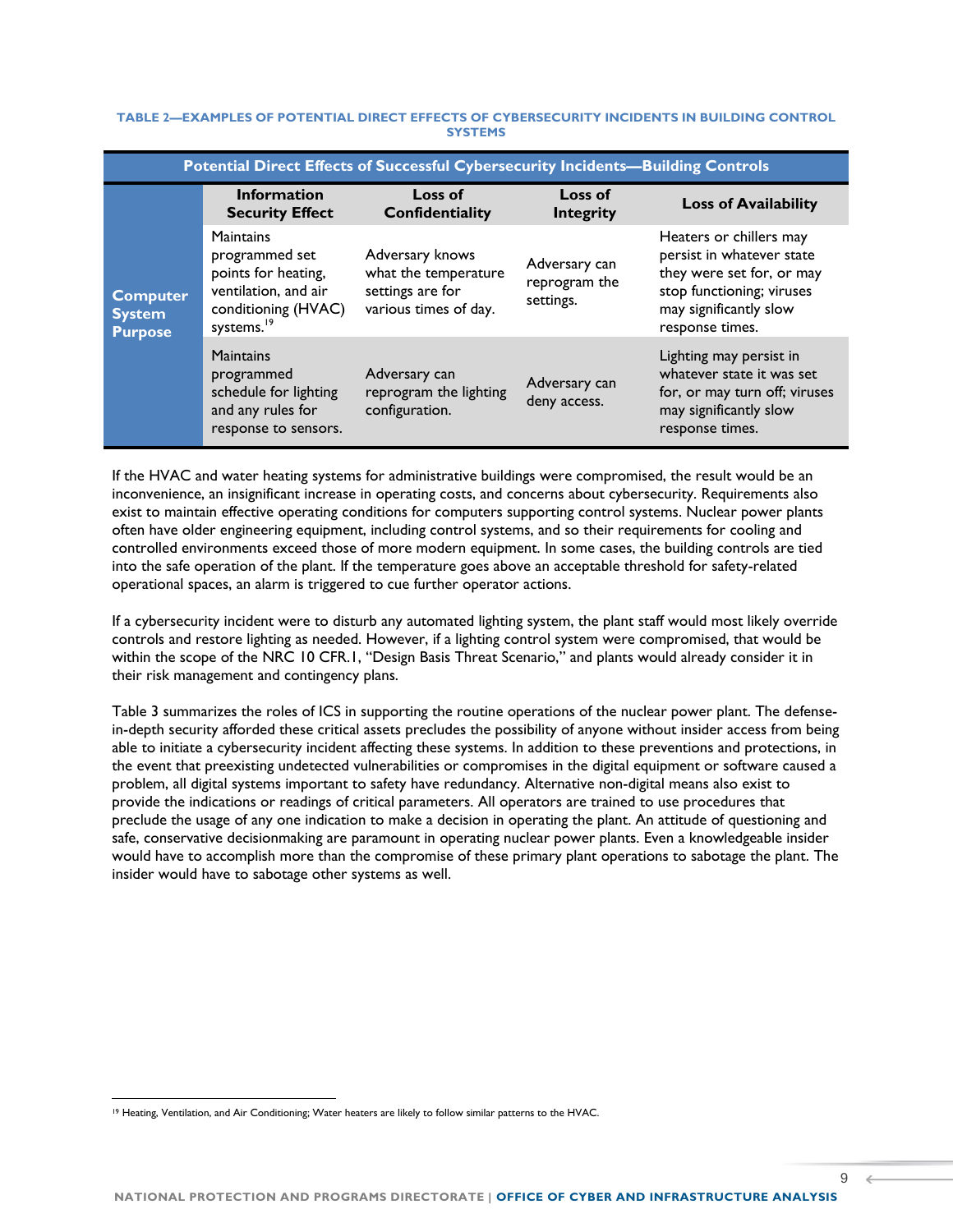**TABLE 2—EXAMPLES OF POTENTIAL DIRECT EFFECTS OF CYBERSECURITY INCIDENTS IN BUILDING CONTROL SYSTEMS**

| Potential Direct Effects of Successful Cybersecurity Incidents—Building Controls | | | | |
|---|---|---|---|---|
| | **Information Security Effect** | **Loss of Confidentiality** | **Loss of Integrity** | **Loss of Availability** |
| **Computer System Purpose** | Maintains programmed set points for heating, ventilation, and air conditioning (HVAC) systems.[19] | Adversary knows what the temperature settings are for various times of day. | Adversary can reprogram the settings. | Heaters or chillers may persist in whatever state they were set for, or may stop functioning; viruses may significantly slow response times. |
| | Maintains programmed schedule for lighting and any rules for response to sensors. | Adversary can reprogram the lighting configuration. | Adversary can deny access. | Lighting may persist in whatever state it was set for, or may turn off; viruses may significantly slow response times. |

If the HVAC and water heating systems for administrative buildings were compromised, the result would be an inconvenience, an insignificant increase in operating costs, and concerns about cybersecurity. Requirements also exist to maintain effective operating conditions for computers supporting control systems. Nuclear power plants often have older engineering equipment, including control systems, and so their requirements for cooling and controlled environments exceed those of more modern equipment. In some cases, the building controls are tied into the safe operation of the plant. If the temperature goes above an acceptable threshold for safety-related operational spaces, an alarm is triggered to cue further operator actions.

If a cybersecurity incident were to disturb any automated lighting system, the plant staff would most likely override controls and restore lighting as needed. However, if a lighting control system were compromised, that would be within the scope of the NRC 10 CFR.1, "Design Basis Threat Scenario," and plants would already consider it in their risk management and contingency plans.

Table 3 summarizes the roles of ICS in supporting the routine operations of the nuclear power plant. The defense-in-depth security afforded these critical assets precludes the possibility of anyone without insider access from being able to initiate a cybersecurity incident affecting these systems. In addition to these preventions and protections, in the event that preexisting undetected vulnerabilities or compromises in the digital equipment or software caused a problem, all digital systems important to safety have redundancy. Alternative non-digital means also exist to provide the indications or readings of critical parameters. All operators are trained to use procedures that preclude the usage of any one indication to make a decision in operating the plant. An attitude of questioning and safe, conservative decisionmaking are paramount in operating nuclear power plants. Even a knowledgeable insider would have to accomplish more than the compromise of these primary plant operations to sabotage the plant. The insider would have to sabotage other systems as well.

---

[19] Heating, Ventilation, and Air Conditioning; Water heaters are likely to follow similar patterns to the HVAC.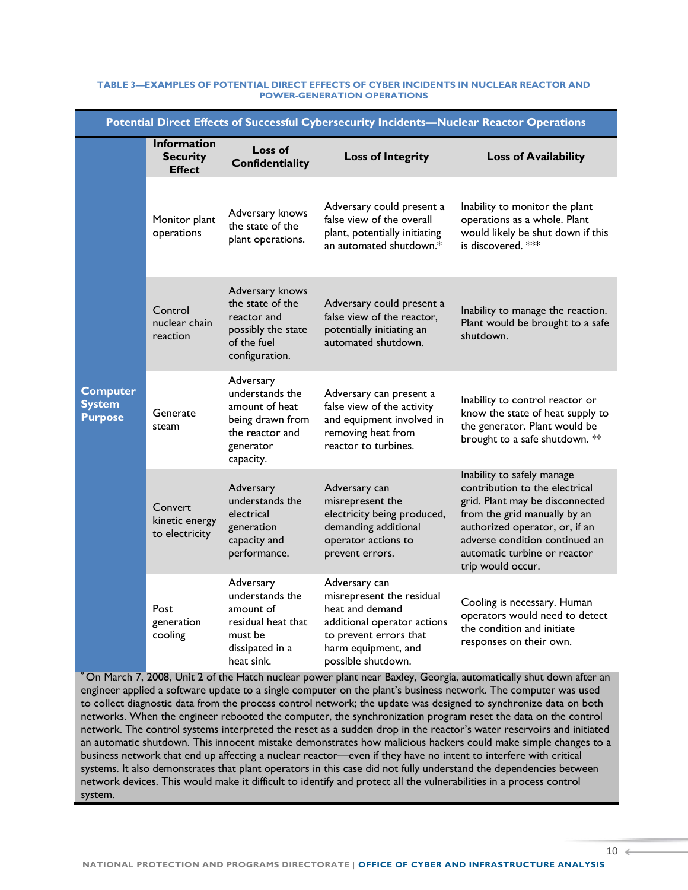**TABLE 3—EXAMPLES OF POTENTIAL DIRECT EFFECTS OF CYBER INCIDENTS IN NUCLEAR REACTOR AND POWER-GENERATION OPERATIONS**

| Potential Direct Effects of Successful Cybersecurity Incidents—Nuclear Reactor Operations | | | | |
|---|---|---|---|---|
| | **Information Security Effect** | **Loss of Confidentiality** | **Loss of Integrity** | **Loss of Availability** |
| **Computer System Purpose** | Monitor plant operations | Adversary knows the state of the plant operations. | Adversary could present a false view of the overall plant, potentially initiating an automated shutdown.* | Inability to monitor the plant operations as a whole. Plant would likely be shut down if this is discovered. *** |
| | Control nuclear chain reaction | Adversary knows the state of the reactor and possibly the state of the fuel configuration. | Adversary could present a false view of the reactor, potentially initiating an automated shutdown. | Inability to manage the reaction. Plant would be brought to a safe shutdown. |
| | Generate steam | Adversary understands the amount of heat being drawn from the reactor and generator capacity. | Adversary can present a false view of the activity and equipment involved in removing heat from reactor to turbines. | Inability to control reactor or know the state of heat supply to the generator. Plant would be brought to a safe shutdown. ** |
| | Convert kinetic energy to electricity | Adversary understands the electrical generation capacity and performance. | Adversary can misrepresent the electricity being produced, demanding additional operator actions to prevent errors. | Inability to safely manage contribution to the electrical grid. Plant may be disconnected from the grid manually by an authorized operator, or, if an adverse condition continued an automatic turbine or reactor trip would occur. |
| | Post generation cooling | Adversary understands the amount of residual heat that must be dissipated in a heat sink. | Adversary can misrepresent the residual heat and demand additional operator actions to prevent errors that harm equipment, and possible shutdown. | Cooling is necessary. Human operators would need to detect the condition and initiate responses on their own. |

* On March 7, 2008, Unit 2 of the Hatch nuclear power plant near Baxley, Georgia, automatically shut down after an engineer applied a software update to a single computer on the plant's business network. The computer was used to collect diagnostic data from the process control network; the update was designed to synchronize data on both networks. When the engineer rebooted the computer, the synchronization program reset the data on the control network. The control systems interpreted the reset as a sudden drop in the reactor's water reservoirs and initiated an automatic shutdown. This innocent mistake demonstrates how malicious hackers could make simple changes to a business network that end up affecting a nuclear reactor—even if they have no intent to interfere with critical systems. It also demonstrates that plant operators in this case did not fully understand the dependencies between network devices. This would make it difficult to identify and protect all the vulnerabilities in a process control system.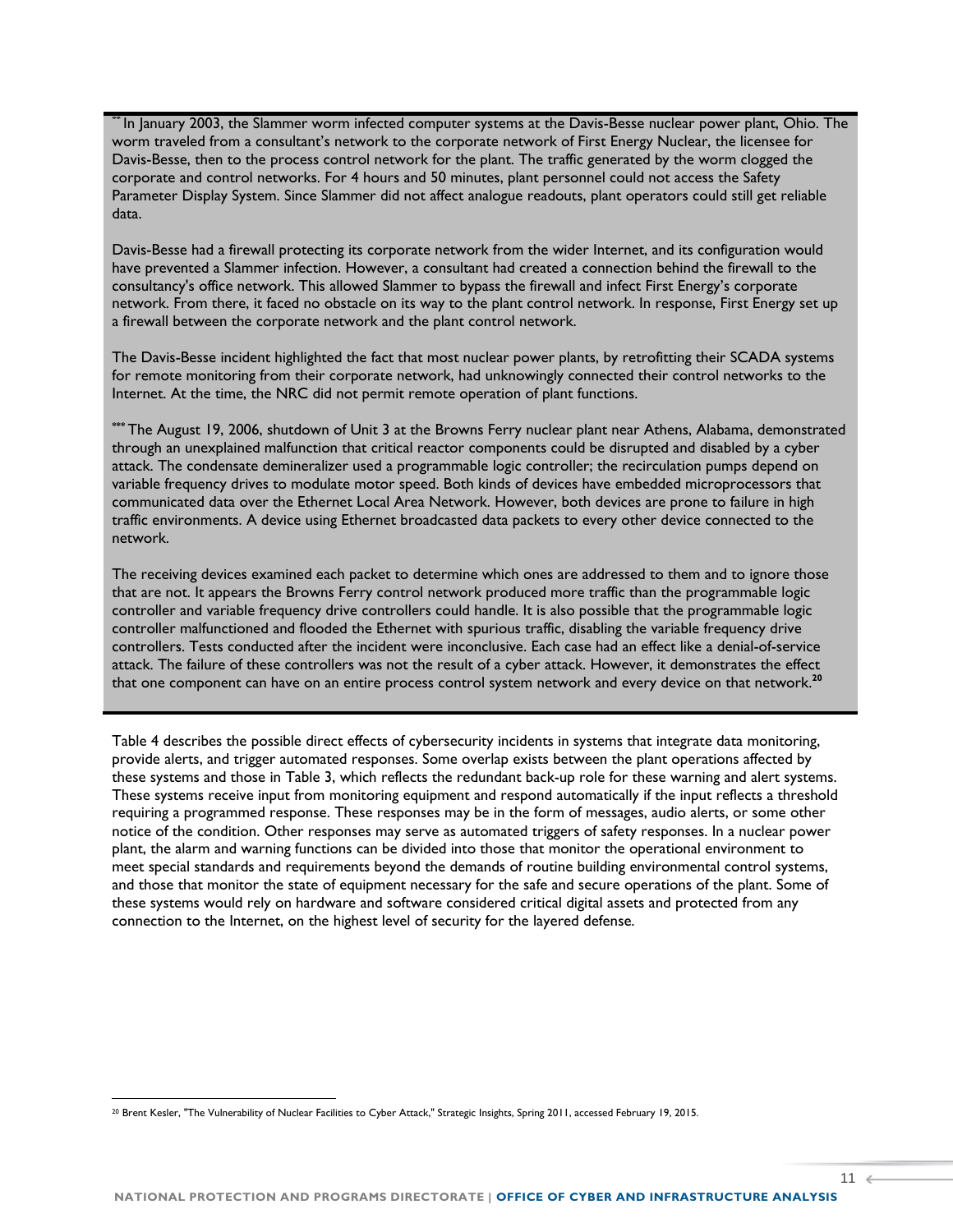** In January 2003, the Slammer worm infected computer systems at the Davis-Besse nuclear power plant, Ohio. The worm traveled from a consultant's network to the corporate network of First Energy Nuclear, the licensee for Davis-Besse, then to the process control network for the plant. The traffic generated by the worm clogged the corporate and control networks. For 4 hours and 50 minutes, plant personnel could not access the Safety Parameter Display System. Since Slammer did not affect analogue readouts, plant operators could still get reliable data.

Davis-Besse had a firewall protecting its corporate network from the wider Internet, and its configuration would have prevented a Slammer infection. However, a consultant had created a connection behind the firewall to the consultancy's office network. This allowed Slammer to bypass the firewall and infect First Energy's corporate network. From there, it faced no obstacle on its way to the plant control network. In response, First Energy set up a firewall between the corporate network and the plant control network.

The Davis-Besse incident highlighted the fact that most nuclear power plants, by retrofitting their SCADA systems for remote monitoring from their corporate network, had unknowingly connected their control networks to the Internet. At the time, the NRC did not permit remote operation of plant functions.

*** The August 19, 2006, shutdown of Unit 3 at the Browns Ferry nuclear plant near Athens, Alabama, demonstrated through an unexplained malfunction that critical reactor components could be disrupted and disabled by a cyber attack. The condensate demineralizer used a programmable logic controller; the recirculation pumps depend on variable frequency drives to modulate motor speed. Both kinds of devices have embedded microprocessors that communicated data over the Ethernet Local Area Network. However, both devices are prone to failure in high traffic environments. A device using Ethernet broadcasted data packets to every other device connected to the network.

The receiving devices examined each packet to determine which ones are addressed to them and to ignore those that are not. It appears the Browns Ferry control network produced more traffic than the programmable logic controller and variable frequency drive controllers could handle. It is also possible that the programmable logic controller malfunctioned and flooded the Ethernet with spurious traffic, disabling the variable frequency drive controllers. Tests conducted after the incident were inconclusive. Each case had an effect like a denial-of-service attack. The failure of these controllers was not the result of a cyber attack. However, it demonstrates the effect that one component can have on an entire process control system network and every device on that network.[20]

Table 4 describes the possible direct effects of cybersecurity incidents in systems that integrate data monitoring, provide alerts, and trigger automated responses. Some overlap exists between the plant operations affected by these systems and those in Table 3, which reflects the redundant back-up role for these warning and alert systems. These systems receive input from monitoring equipment and respond automatically if the input reflects a threshold requiring a programmed response. These responses may be in the form of messages, audio alerts, or some other notice of the condition. Other responses may serve as automated triggers of safety responses. In a nuclear power plant, the alarm and warning functions can be divided into those that monitor the operational environment to meet special standards and requirements beyond the demands of routine building environmental control systems, and those that monitor the state of equipment necessary for the safe and secure operations of the plant. Some of these systems would rely on hardware and software considered critical digital assets and protected from any connection to the Internet, on the highest level of security for the layered defense.

[20] Brent Kesler, "The Vulnerability of Nuclear Facilities to Cyber Attack," Strategic Insights, Spring 2011, accessed February 19, 2015.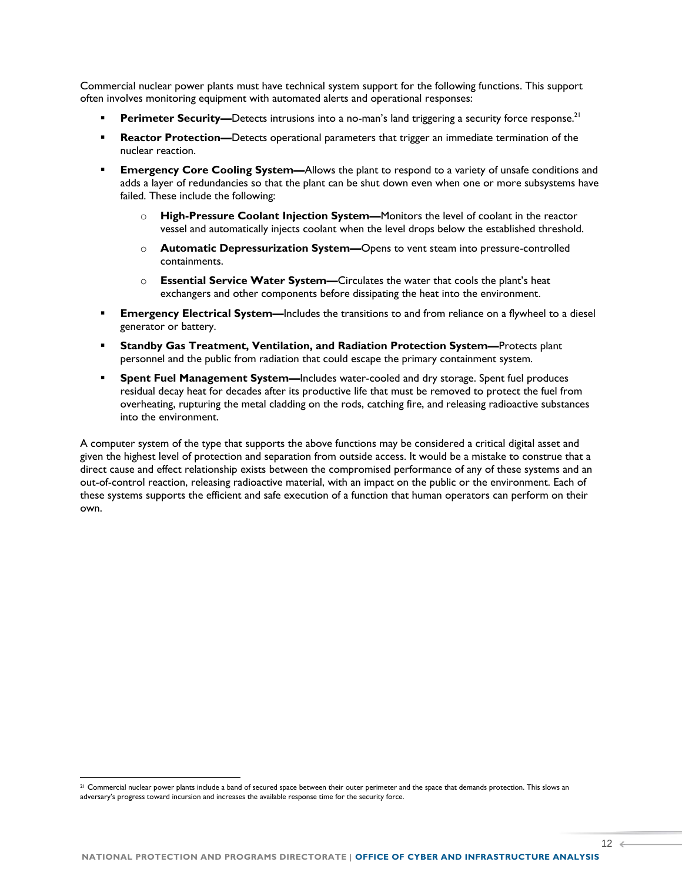Commercial nuclear power plants must have technical system support for the following functions. This support often involves monitoring equipment with automated alerts and operational responses:

- **Perimeter Security—**Detects intrusions into a no-man's land triggering a security force response.[21]
- **Reactor Protection—**Detects operational parameters that trigger an immediate termination of the nuclear reaction.
- **Emergency Core Cooling System—**Allows the plant to respond to a variety of unsafe conditions and adds a layer of redundancies so that the plant can be shut down even when one or more subsystems have failed. These include the following:
  - **High-Pressure Coolant Injection System—**Monitors the level of coolant in the reactor vessel and automatically injects coolant when the level drops below the established threshold.
  - **Automatic Depressurization System—**Opens to vent steam into pressure-controlled containments.
  - **Essential Service Water System—**Circulates the water that cools the plant's heat exchangers and other components before dissipating the heat into the environment.
- **Emergency Electrical System—**Includes the transitions to and from reliance on a flywheel to a diesel generator or battery.
- **Standby Gas Treatment, Ventilation, and Radiation Protection System—**Protects plant personnel and the public from radiation that could escape the primary containment system.
- **Spent Fuel Management System—**Includes water-cooled and dry storage. Spent fuel produces residual decay heat for decades after its productive life that must be removed to protect the fuel from overheating, rupturing the metal cladding on the rods, catching fire, and releasing radioactive substances into the environment.

A computer system of the type that supports the above functions may be considered a critical digital asset and given the highest level of protection and separation from outside access. It would be a mistake to construe that a direct cause and effect relationship exists between the compromised performance of any of these systems and an out-of-control reaction, releasing radioactive material, with an impact on the public or the environment. Each of these systems supports the efficient and safe execution of a function that human operators can perform on their own.

[21] Commercial nuclear power plants include a band of secured space between their outer perimeter and the space that demands protection. This slows an adversary's progress toward incursion and increases the available response time for the security force.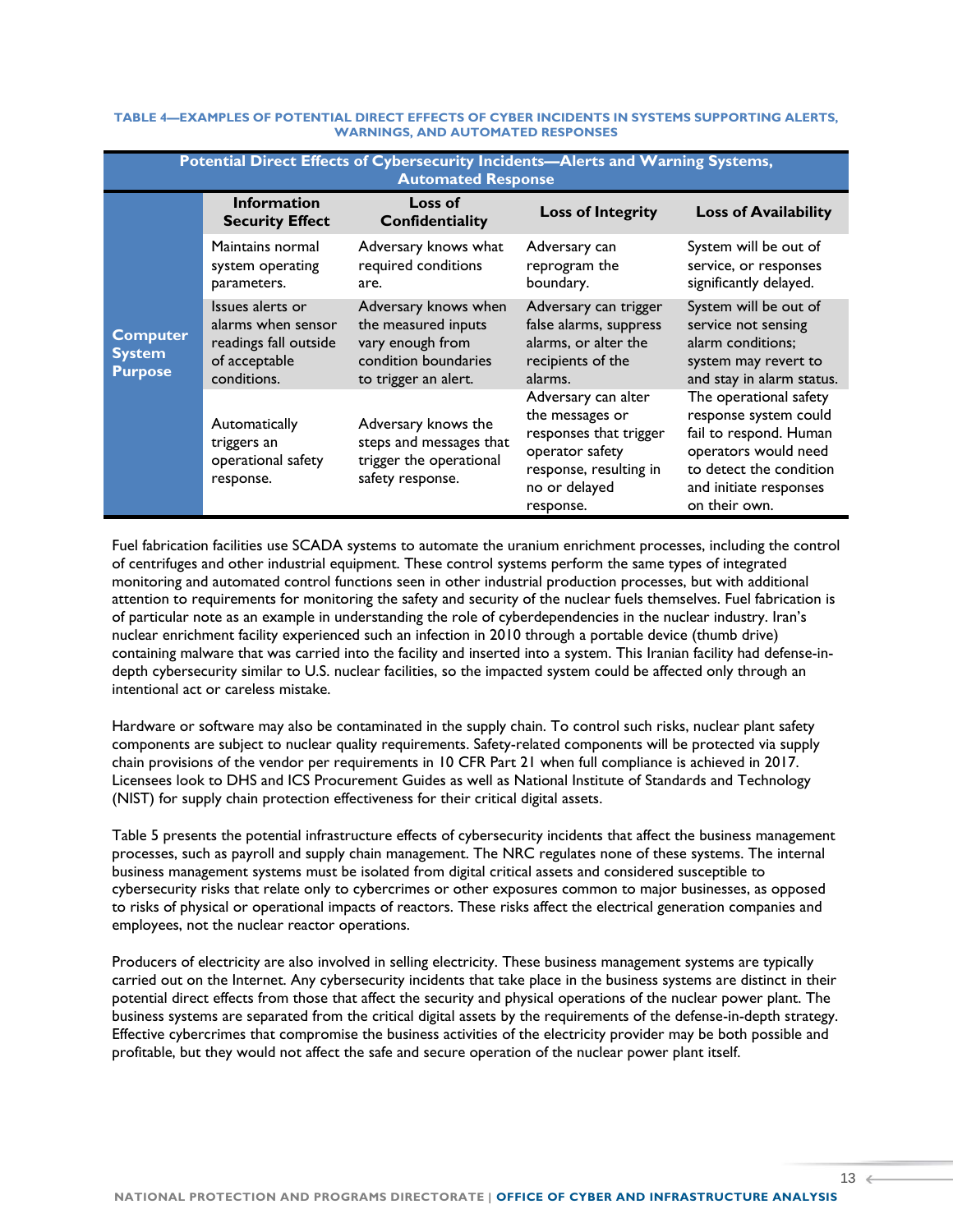**TABLE 4—EXAMPLES OF POTENTIAL DIRECT EFFECTS OF CYBER INCIDENTS IN SYSTEMS SUPPORTING ALERTS, WARNINGS, AND AUTOMATED RESPONSES**

| Potential Direct Effects of Cybersecurity Incidents—Alerts and Warning Systems, Automated Response | | | | |
|---|---|---|---|---|
| | **Information Security Effect** | **Loss of Confidentiality** | **Loss of Integrity** | **Loss of Availability** |
| **Computer System Purpose** | Maintains normal system operating parameters. | Adversary knows what required conditions are. | Adversary can reprogram the boundary. | System will be out of service, or responses significantly delayed. |
| | Issues alerts or alarms when sensor readings fall outside of acceptable conditions. | Adversary knows when the measured inputs vary enough from condition boundaries to trigger an alert. | Adversary can trigger false alarms, suppress alarms, or alter the recipients of the alarms. | System will be out of service not sensing alarm conditions; system may revert to and stay in alarm status. |
| | Automatically triggers an operational safety response. | Adversary knows the steps and messages that trigger the operational safety response. | Adversary can alter the messages or responses that trigger operator safety response, resulting in no or delayed response. | The operational safety response system could fail to respond. Human operators would need to detect the condition and initiate responses on their own. |

Fuel fabrication facilities use SCADA systems to automate the uranium enrichment processes, including the control of centrifuges and other industrial equipment. These control systems perform the same types of integrated monitoring and automated control functions seen in other industrial production processes, but with additional attention to requirements for monitoring the safety and security of the nuclear fuels themselves. Fuel fabrication is of particular note as an example in understanding the role of cyberdependencies in the nuclear industry. Iran's nuclear enrichment facility experienced such an infection in 2010 through a portable device (thumb drive) containing malware that was carried into the facility and inserted into a system. This Iranian facility had defense-in-depth cybersecurity similar to U.S. nuclear facilities, so the impacted system could be affected only through an intentional act or careless mistake.

Hardware or software may also be contaminated in the supply chain. To control such risks, nuclear plant safety components are subject to nuclear quality requirements. Safety-related components will be protected via supply chain provisions of the vendor per requirements in 10 CFR Part 21 when full compliance is achieved in 2017. Licensees look to DHS and ICS Procurement Guides as well as National Institute of Standards and Technology (NIST) for supply chain protection effectiveness for their critical digital assets.

Table 5 presents the potential infrastructure effects of cybersecurity incidents that affect the business management processes, such as payroll and supply chain management. The NRC regulates none of these systems. The internal business management systems must be isolated from digital critical assets and considered susceptible to cybersecurity risks that relate only to cybercrimes or other exposures common to major businesses, as opposed to risks of physical or operational impacts of reactors. These risks affect the electrical generation companies and employees, not the nuclear reactor operations.

Producers of electricity are also involved in selling electricity. These business management systems are typically carried out on the Internet. Any cybersecurity incidents that take place in the business systems are distinct in their potential direct effects from those that affect the security and physical operations of the nuclear power plant. The business systems are separated from the critical digital assets by the requirements of the defense-in-depth strategy. Effective cybercrimes that compromise the business activities of the electricity provider may be both possible and profitable, but they would not affect the safe and secure operation of the nuclear power plant itself.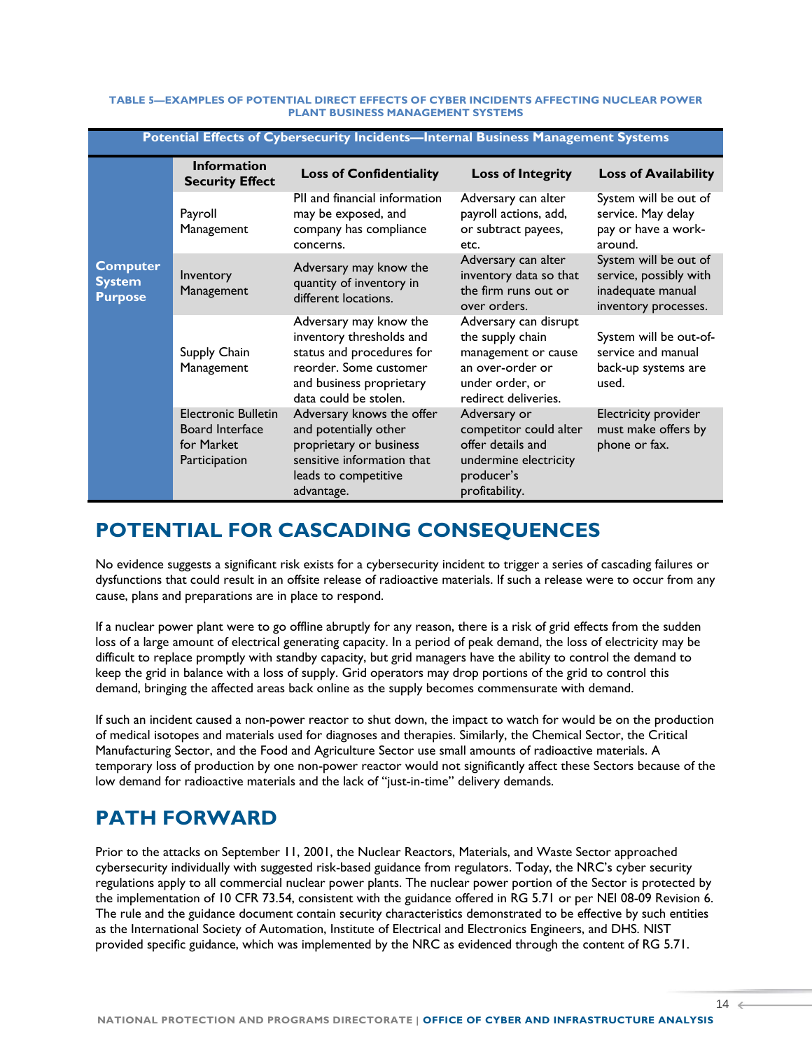**TABLE 5—EXAMPLES OF POTENTIAL DIRECT EFFECTS OF CYBER INCIDENTS AFFECTING NUCLEAR POWER PLANT BUSINESS MANAGEMENT SYSTEMS**

| Potential Effects of Cybersecurity Incidents—Internal Business Management Systems | | | | |
|---|---|---|---|---|
| | **Information Security Effect** | **Loss of Confidentiality** | **Loss of Integrity** | **Loss of Availability** |
| **Computer System Purpose** | Payroll Management | PII and financial information may be exposed, and company has compliance concerns. | Adversary can alter payroll actions, add, or subtract payees, etc. | System will be out of service. May delay pay or have a work-around. |
| | Inventory Management | Adversary may know the quantity of inventory in different locations. | Adversary can alter inventory data so that the firm runs out or over orders. | System will be out of service, possibly with inadequate manual inventory processes. |
| | Supply Chain Management | Adversary may know the inventory thresholds and status and procedures for reorder. Some customer and business proprietary data could be stolen. | Adversary can disrupt the supply chain management or cause an over-order or under order, or redirect deliveries. | System will be out-of-service and manual back-up systems are used. |
| | Electronic Bulletin Board Interface for Market Participation | Adversary knows the offer and potentially other proprietary or business sensitive information that leads to competitive advantage. | Adversary or competitor could alter offer details and undermine electricity producer's profitability. | Electricity provider must make offers by phone or fax. |

# POTENTIAL FOR CASCADING CONSEQUENCES

No evidence suggests a significant risk exists for a cybersecurity incident to trigger a series of cascading failures or dysfunctions that could result in an offsite release of radioactive materials. If such a release were to occur from any cause, plans and preparations are in place to respond.

If a nuclear power plant were to go offline abruptly for any reason, there is a risk of grid effects from the sudden loss of a large amount of electrical generating capacity. In a period of peak demand, the loss of electricity may be difficult to replace promptly with standby capacity, but grid managers have the ability to control the demand to keep the grid in balance with a loss of supply. Grid operators may drop portions of the grid to control this demand, bringing the affected areas back online as the supply becomes commensurate with demand.

If such an incident caused a non-power reactor to shut down, the impact to watch for would be on the production of medical isotopes and materials used for diagnoses and therapies. Similarly, the Chemical Sector, the Critical Manufacturing Sector, and the Food and Agriculture Sector use small amounts of radioactive materials. A temporary loss of production by one non-power reactor would not significantly affect these Sectors because of the low demand for radioactive materials and the lack of "just-in-time" delivery demands.

# PATH FORWARD

Prior to the attacks on September 11, 2001, the Nuclear Reactors, Materials, and Waste Sector approached cybersecurity individually with suggested risk-based guidance from regulators. Today, the NRC's cyber security regulations apply to all commercial nuclear power plants. The nuclear power portion of the Sector is protected by the implementation of 10 CFR 73.54, consistent with the guidance offered in RG 5.71 or per NEI 08-09 Revision 6. The rule and the guidance document contain security characteristics demonstrated to be effective by such entities as the International Society of Automation, Institute of Electrical and Electronics Engineers, and DHS. NIST provided specific guidance, which was implemented by the NRC as evidenced through the content of RG 5.71.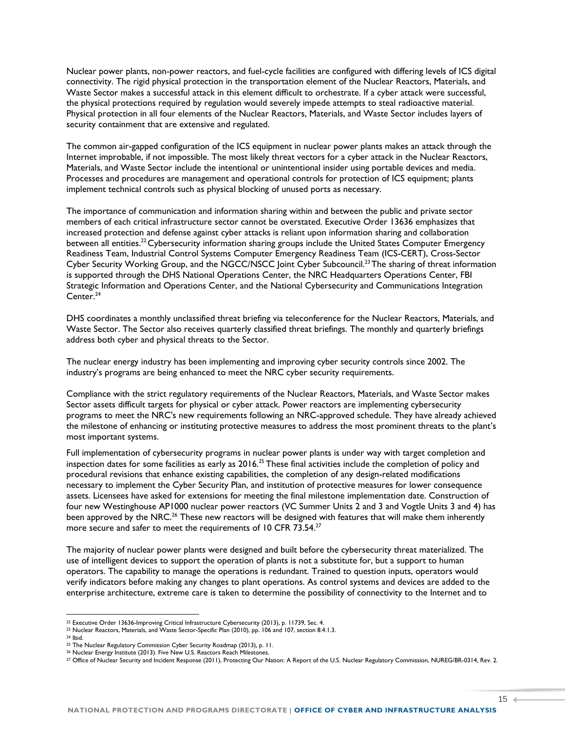Nuclear power plants, non-power reactors, and fuel-cycle facilities are configured with differing levels of ICS digital connectivity. The rigid physical protection in the transportation element of the Nuclear Reactors, Materials, and Waste Sector makes a successful attack in this element difficult to orchestrate. If a cyber attack were successful, the physical protections required by regulation would severely impede attempts to steal radioactive material. Physical protection in all four elements of the Nuclear Reactors, Materials, and Waste Sector includes layers of security containment that are extensive and regulated.

The common air-gapped configuration of the ICS equipment in nuclear power plants makes an attack through the Internet improbable, if not impossible. The most likely threat vectors for a cyber attack in the Nuclear Reactors, Materials, and Waste Sector include the intentional or unintentional insider using portable devices and media. Processes and procedures are management and operational controls for protection of ICS equipment; plants implement technical controls such as physical blocking of unused ports as necessary.

The importance of communication and information sharing within and between the public and private sector members of each critical infrastructure sector cannot be overstated. Executive Order 13636 emphasizes that increased protection and defense against cyber attacks is reliant upon information sharing and collaboration between all entities.[22] Cybersecurity information sharing groups include the United States Computer Emergency Readiness Team, Industrial Control Systems Computer Emergency Readiness Team (ICS-CERT), Cross-Sector Cyber Security Working Group, and the NGCC/NSCC Joint Cyber Subcouncil.[23] The sharing of threat information is supported through the DHS National Operations Center, the NRC Headquarters Operations Center, FBI Strategic Information and Operations Center, and the National Cybersecurity and Communications Integration Center.[24]

DHS coordinates a monthly unclassified threat briefing via teleconference for the Nuclear Reactors, Materials, and Waste Sector. The Sector also receives quarterly classified threat briefings. The monthly and quarterly briefings address both cyber and physical threats to the Sector.

The nuclear energy industry has been implementing and improving cyber security controls since 2002. The industry's programs are being enhanced to meet the NRC cyber security requirements.

Compliance with the strict regulatory requirements of the Nuclear Reactors, Materials, and Waste Sector makes Sector assets difficult targets for physical or cyber attack. Power reactors are implementing cybersecurity programs to meet the NRC's new requirements following an NRC-approved schedule. They have already achieved the milestone of enhancing or instituting protective measures to address the most prominent threats to the plant's most important systems.

Full implementation of cybersecurity programs in nuclear power plants is under way with target completion and inspection dates for some facilities as early as 2016.[25] These final activities include the completion of policy and procedural revisions that enhance existing capabilities, the completion of any design-related modifications necessary to implement the Cyber Security Plan, and institution of protective measures for lower consequence assets. Licensees have asked for extensions for meeting the final milestone implementation date. Construction of four new Westinghouse AP1000 nuclear power reactors (VC Summer Units 2 and 3 and Vogtle Units 3 and 4) has been approved by the NRC.[26] These new reactors will be designed with features that will make them inherently more secure and safer to meet the requirements of 10 CFR 73.54.[27]

The majority of nuclear power plants were designed and built before the cybersecurity threat materialized. The use of intelligent devices to support the operation of plants is not a substitute for, but a support to human operators. The capability to manage the operations is redundant. Trained to question inputs, operators would verify indicators before making any changes to plant operations. As control systems and devices are added to the enterprise architecture, extreme care is taken to determine the possibility of connectivity to the Internet and to

---

[22] Executive Order 13636-Improving Critical Infrastructure Cybersecurity (2013), p. 11739, Sec. 4.

[23] Nuclear Reactors, Materials, and Waste Sector-Specific Plan (2010), pp. 106 and 107, section 8.4.1.3.

[24] Ibid.

[25] The Nuclear Regulatory Commission Cyber Security Roadmap (2013), p. 11.

[26] Nuclear Energy Institute (2013). Five New U.S. Reactors Reach Milestones.

[27] Office of Nuclear Security and Incident Response (2011), Protecting Our Nation: A Report of the U.S. Nuclear Regulatory Commission, NUREG/BR-0314, Rev. 2.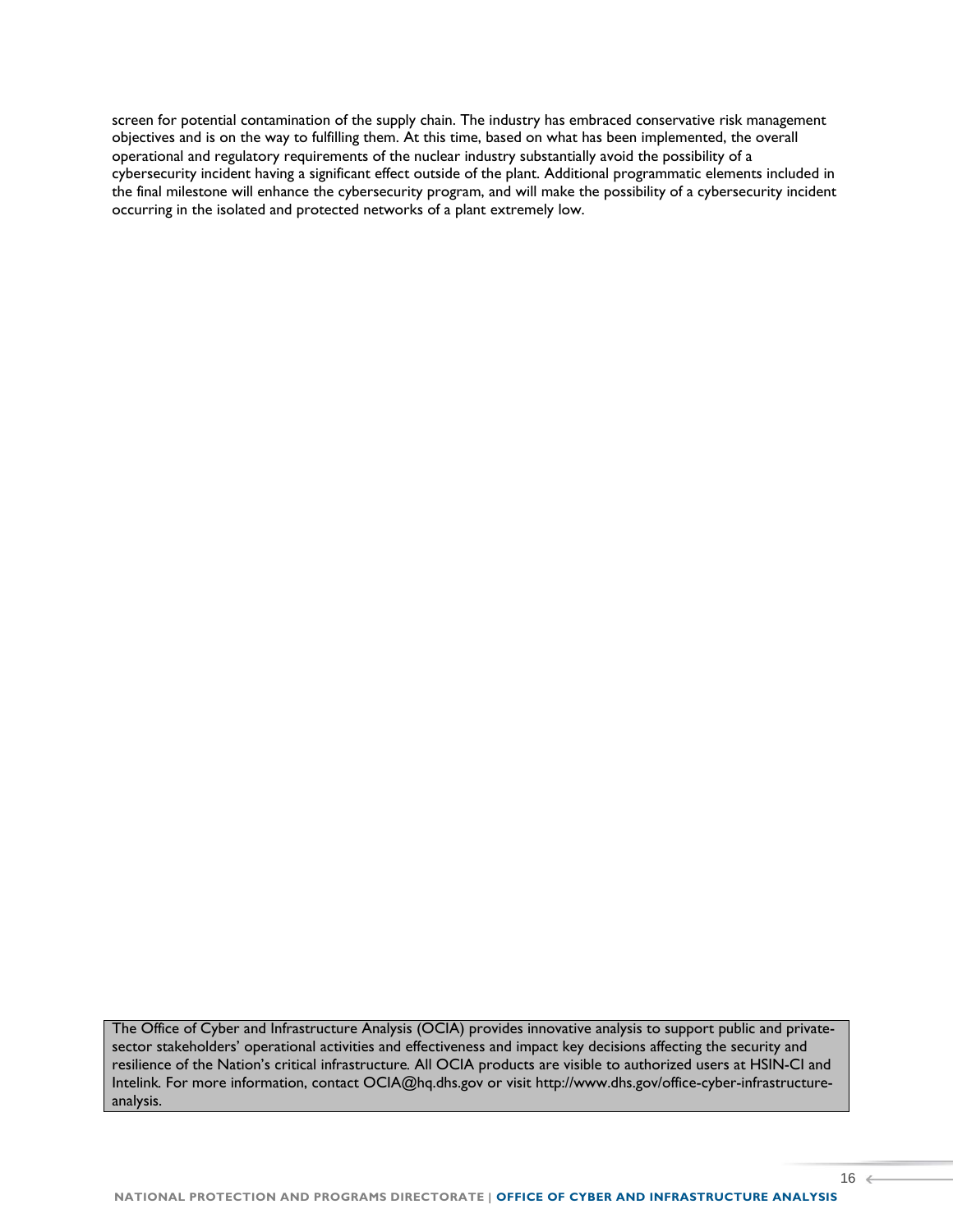screen for potential contamination of the supply chain. The industry has embraced conservative risk management objectives and is on the way to fulfilling them. At this time, based on what has been implemented, the overall operational and regulatory requirements of the nuclear industry substantially avoid the possibility of a cybersecurity incident having a significant effect outside of the plant. Additional programmatic elements included in the final milestone will enhance the cybersecurity program, and will make the possibility of a cybersecurity incident occurring in the isolated and protected networks of a plant extremely low.

The Office of Cyber and Infrastructure Analysis (OCIA) provides innovative analysis to support public and private-sector stakeholders' operational activities and effectiveness and impact key decisions affecting the security and resilience of the Nation's critical infrastructure. All OCIA products are visible to authorized users at HSIN-CI and Intelink. For more information, contact OCIA@hq.dhs.gov or visit http://www.dhs.gov/office-cyber-infrastructure-analysis.